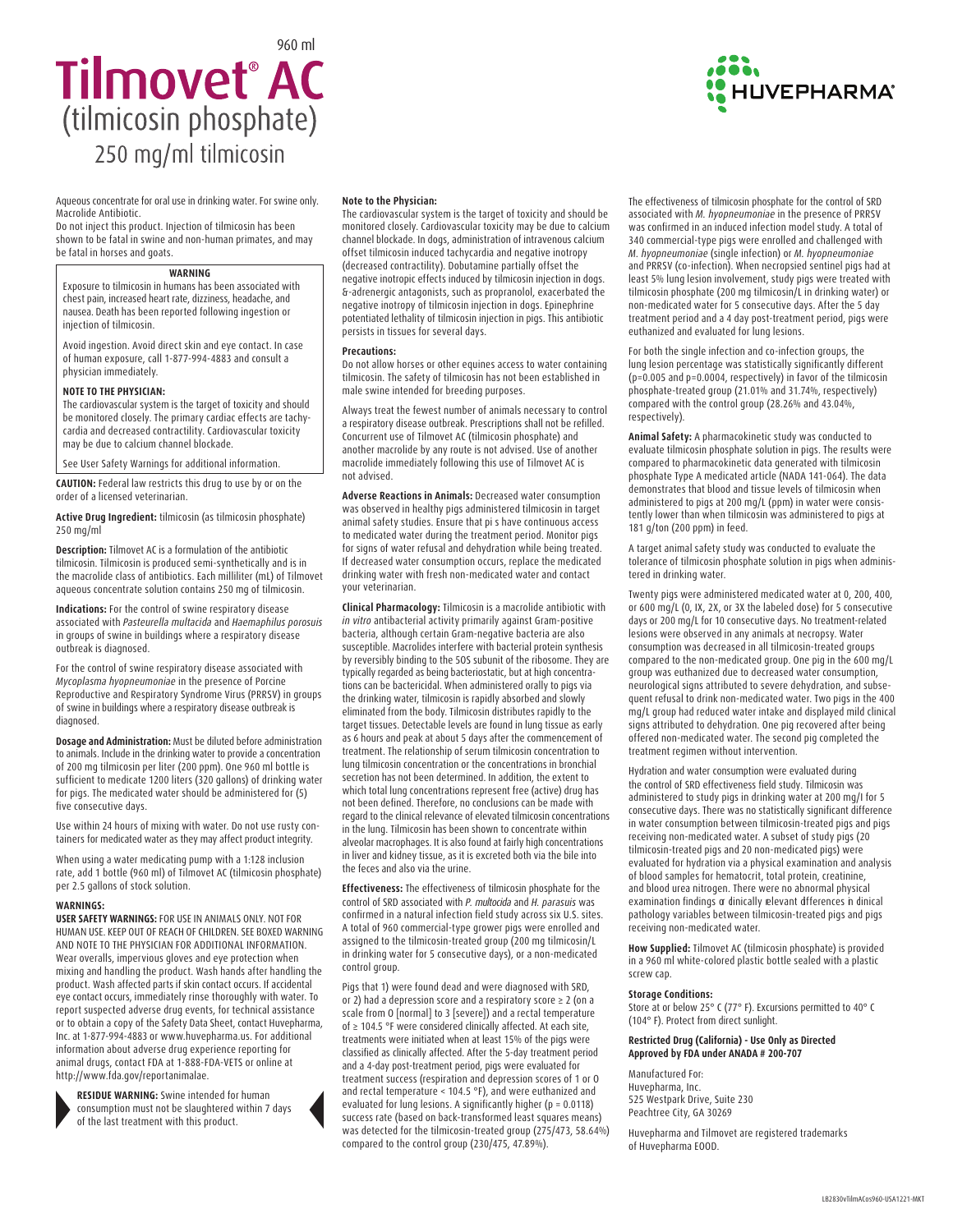960 ml

# Tilmovet® AC

## (tilmicosin phosphate)

## 250 mg/ml tilmicosin

HUVEPHARMA®

Aqueous concentrate for oral use in drinking water. For swine only. Macrolide Antibiotic.

Do not inject this product. Injection of tilmicosin has been shown to be fatal in swine and non-human primates, and may be fatal in horses and goats.

> **WARNING**
>
> Exposure to tilmicosin in humans has been associated with chest pain, increased heart rate, dizziness, headache, and nausea. Death has been reported following ingestion or injection of tilmicosin.
>
> Avoid ingestion. Avoid direct skin and eye contact. In case of human exposure, call 1-877-994-4883 and consult a physician immediately.
>
> **NOTE TO THE PHYSICIAN:**
>
> The cardiovascular system is the target of toxicity and should be monitored closely. The primary cardiac effects are tachycardia and decreased contractility. Cardiovascular toxicity may be due to calcium channel blockade.
>
> See User Safety Warnings for additional information.

**CAUTION:** Federal law restricts this drug to use by or on the order of a licensed veterinarian.

**Active Drug Ingredient:** tilmicosin (as tilmicosin phosphate) 250 mg/ml

**Description:** Tilmovet AC is a formulation of the antibiotic tilmicosin. Tilmicosin is produced semi-synthetically and is in the macrolide class of antibiotics. Each milliliter (mL) of Tilmovet aqueous concentrate solution contains 250 mg of tilmicosin.

**Indications:** For the control of swine respiratory disease associated with *Pasteurella multacida* and *Haemaphilus porosuis* in groups of swine in buildings where a respiratory disease outbreak is diagnosed.

For the control of swine respiratory disease associated with *Mycoplasma hyopneumoniae* in the presence of Porcine Reproductive and Respiratory Syndrome Virus (PRRSV) in groups of swine in buildings where a respiratory disease outbreak is diagnosed.

**Dosage and Administration:** Must be diluted before administration to animals. Include in the drinking water to provide a concentration of 200 mg tilmicosin per liter (200 ppm). One 960 ml bottle is sufficient to medicate 1200 liters (320 gallons) of drinking water for pigs. The medicated water should be administered for (5) five consecutive days.

Use within 24 hours of mixing with water. Do not use rusty containers for medicated water as they may affect product integrity.

When using a water medicating pump with a 1:128 inclusion rate, add 1 bottle (960 ml) of Tilmovet AC (tilmicosin phosphate) per 2.5 gallons of stock solution.

**WARNINGS:**

**USER SAFETY WARNINGS:** FOR USE IN ANIMALS ONLY. NOT FOR HUMAN USE. KEEP OUT OF REACH OF CHILDREN. SEE BOXED WARNING AND NOTE TO THE PHYSICIAN FOR ADDITIONAL INFORMATION. Wear overalls, impervious gloves and eye protection when mixing and handling the product. Wash hands after handling the product. Wash affected parts if skin contact occurs. If accidental eye contact occurs, immediately rinse thoroughly with water. To report suspected adverse drug events, for technical assistance or to obtain a copy of the Safety Data Sheet, contact Huvepharma, Inc. at 1-877-994-4883 or www.huvepharma.us. For additional information about adverse drug experience reporting for animal drugs, contact FDA at 1-888-FDA-VETS or online at http://www.fda.gov/reportanimalae.

**RESIDUE WARNING:** Swine intended for human consumption must not be slaughtered within 7 days of the last treatment with this product.

**Note to the Physician:**

The cardiovascular system is the target of toxicity and should be monitored closely. Cardiovascular toxicity may be due to calcium channel blockade. In dogs, administration of intravenous calcium offset tilmicosin induced tachycardia and negative inotropy (decreased contractility). Dobutamine partially offset the negative inotropic effects induced by tilmicosin injection in dogs. ß-adrenergic antagonists, such as propranolol, exacerbated the negative inotropy of tilmicosin injection in dogs. Epinephrine potentiated lethality of tilmicosin injection in pigs. This antibiotic persists in tissues for several days.

**Precautions:**

Do not allow horses or other equines access to water containing tilmicosin. The safety of tilmicosin has not been established in male swine intended for breeding purposes.

Always treat the fewest number of animals necessary to control a respiratory disease outbreak. Prescriptions should not be refilled. Concurrent use of Tilmovet AC (tilmicosin phosphate) and another macrolide by any route is not advised. Use of another macrolide immediately following this use of Tilmovet AC is not advised.

**Adverse Reactions in Animals:** Decreased water consumption was observed in healthy pigs administered tilmicosin in target animal safety studies. Ensure that pi s have continuous access to medicated water during the treatment period. Monitor pigs for signs of water refusal and dehydration while being treated. If decreased water consumption occurs, replace the medicated drinking water with fresh non-medicated water and contact your veterinarian.

**Clinical Pharmacology:** Tilmicosin is a macrolide antibiotic with *in vitro* antibacterial activity primarily against Gram-positive bacteria, although certain Gram-negative bacteria are also susceptible. Macrolides interfere with bacterial protein synthesis by reversibly binding to the 50S subunit of the ribosome. They are typically regarded as being bacteriostatic, but at high concentrations can be bactericidal. When administered orally to pigs via the drinking water, tilmicosin is rapidly absorbed and slowly eliminated from the body. Tilmicosin distributes rapidly to the target tissues. Detectable levels are found in lung tissue as early as 6 hours and peak at about 5 days after the commencement of treatment. The relationship of serum tilmicosin concentration to lung tilmicosin concentration or the concentrations in bronchial secretion has not been determined. In addition, the extent to which total lung concentrations represent free (active) drug has not been defined. Therefore, no conclusions can be made with regard to the clinical relevance of elevated tilmicosin concentrations in the lung. Tilmicosin has been shown to concentrate within alveolar macrophages. It is also found at fairly high concentrations in liver and kidney tissue, as it is excreted both via the bile into the feces and also via the urine.

**Effectiveness:** The effectiveness of tilmicosin phosphate for the control of SRD associated with *P. multocida* and *H. parasuis* was confirmed in a natural infection field study across six U.S. sites. A total of 960 commercial-type grower pigs were enrolled and assigned to the tilmicosin-treated group (200 mg tilmicosin/L in drinking water for 5 consecutive days), or a non-medicated control group.

Pigs that 1) were found dead and were diagnosed with SRD, or 2) had a depression score and a respiratory score ≥ 2 (on a scale from 0 [normal] to 3 [severe]) and a rectal temperature of ≥ 104.5 °F were considered clinically affected. At each site, treatments were initiated when at least 15% of the pigs were classified as clinically affected. After the 5-day treatment period and a 4-day post-treatment period, pigs were evaluated for treatment success (respiration and depression scores of 1 or 0 and rectal temperature < 104.5 °F), and were euthanized and evaluated for lung lesions. A significantly higher ($p = 0.0118$) success rate (based on back-transformed least squares means) was detected for the tilmicosin-treated group (275/473, 58.64%) compared to the control group (230/475, 47.89%).

The effectiveness of tilmicosin phosphate for the control of SRD associated with *M. hyopneumoniae* in the presence of PRRSV was confirmed in an induced infection model study. A total of 340 commercial-type pigs were enrolled and challenged with *M. hyopneumoniae* (single infection) or *M. hyopneumoniae* and PRRSV (co-infection). When necropsied sentinel pigs had at least 5% lung lesion involvement, study pigs were treated with tilmicosin phosphate (200 mg tilmicosin/L in drinking water) or non-medicated water for 5 consecutive days. After the 5 day treatment period and a 4 day post-treatment period, pigs were euthanized and evaluated for lung lesions.

For both the single infection and co-infection groups, the lung lesion percentage was statistically significantly different ($p=0.005$ and $p=0.0004$, respectively) in favor of the tilmicosin phosphate-treated group (21.01% and 31.74%, respectively) compared with the control group (28.26% and 43.04%, respectively).

**Animal Safety:** A pharmacokinetic study was conducted to evaluate tilmicosin phosphate solution in pigs. The results were compared to pharmacokinetic data generated with tilmicosin phosphate Type A medicated article (NADA 141-064). The data demonstrates that blood and tissue levels of tilmicosin when administered to pigs at 200 mg/L (ppm) in water were consistently lower than when tilmicosin was administered to pigs at 181 g/ton (200 ppm) in feed.

A target animal safety study was conducted to evaluate the tolerance of tilmicosin phosphate solution in pigs when administered in drinking water.

Twenty pigs were administered medicated water at 0, 200, 400, or 600 mg/L (0, 1X, 2X, or 3X the labeled dose) for 5 consecutive days or 200 mg/L for 10 consecutive days. No treatment-related lesions were observed in any animals at necropsy. Water consumption was decreased in all tilmicosin-treated groups compared to the non-medicated group. One pig in the 600 mg/L group was euthanized due to decreased water consumption, neurological signs attributed to severe dehydration, and subsequent refusal to drink non-medicated water. Two pigs in the 400 mg/L group had reduced water intake and displayed mild clinical signs attributed to dehydration. One pig recovered after being offered non-medicated water. The second pig completed the treatment regimen without intervention.

Hydration and water consumption were evaluated during the control of SRD effectiveness field study. Tilmicosin was administered to study pigs in drinking water at 200 mg/l for 5 consecutive days. There was no statistically significant difference in water consumption between tilmicosin-treated pigs and pigs receiving non-medicated water. A subset of study pigs (20 tilmicosin-treated pigs and 20 non-medicated pigs) were evaluated for hydration via a physical examination and analysis of blood samples for hematocrit, total protein, creatinine, and blood urea nitrogen. There were no abnormal physical examination findings or clinically relevant differences in clinical pathology variables between tilmicosin-treated pigs and pigs receiving non-medicated water.

**How Supplied:** Tilmovet AC (tilmicosin phosphate) is provided in a 960 ml white-colored plastic bottle sealed with a plastic screw cap.

**Storage Conditions:**

Store at or below 25° C (77° F). Excursions permitted to 40° C (104° F). Protect from direct sunlight.

**Restricted Drug (California) - Use Only as Directed**
**Approved by FDA under ANADA # 200-707**

Manufactured For:
Huvepharma, Inc.
525 Westpark Drive, Suite 230
Peachtree City, GA 30269

Huvepharma and Tilmovet are registered trademarks of Huvepharma EOOD.

LB2830vTilmACos960-USA1221-MKT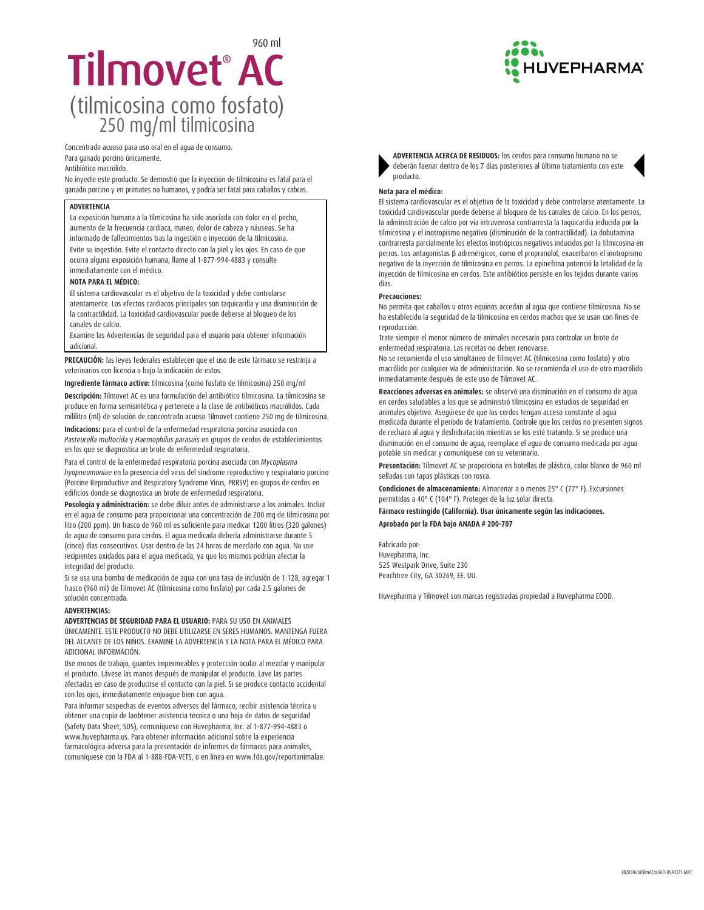960 ml

# Tilmovet® AC

(tilmicosina como fosfato)
250 mg/ml tilmicosina

HUVEPHARMA®

Concentrado acuoso para uso oral en el agua de consumo.
Para ganado porcino únicamente.
Antibiótico macrólido.
No inyecte este producto. Se demostró que la inyección de tilmicosina es fatal para el ganado porcino y en primates no humanos, y podría ser fatal para caballos y cabras.

**ADVERTENCIA**

La exposición humana a la tilmicosina ha sido asociada con dolor en el pecho, aumento de la frecuencia cardíaca, mareo, dolor de cabeza y náuseas. Se ha informado de fallecimientos tras la ingestión o inyección de la tilmicosina.
Evite su ingestión. Evite el contacto directo con la piel y los ojos. En caso de que ocurra alguna exposición humana, llame al 1-877-994-4883 y consulte inmediatamente con el médico.

**NOTA PARA EL MÉDICO:**

El sistema cardiovascular es el objetivo de la toxicidad y debe controlarse atentamente. Los efectos cardíacos principales son taquicardia y una disminución de la contractilidad. La toxicidad cardiovascular puede deberse al bloqueo de los canales de calcio.
Examine las Advertencias de seguridad para el usuario para obtener información adicional.

**PRECAUCIÓN:** las leyes federales establecen que el uso de este fármaco se restrinja a veterinarios con licencia o bajo la indicación de estos.

**Ingrediente fármaco activo:** tilmicosina (como fosfato de tilmicosina) 250 mg/ml

**Descripción:** Tilmovet AC es una formulación del antibiótico tilmicosina. La tilmicosina se produce en forma semisintética y pertenece a la clase de antibióticos macrólidos. Cada mililitro (ml) de solución de concentrado acuoso Tilmovet contiene 250 mg de tilmicosina.

**Indicaciones:** para el control de la enfermedad respiratoria porcina asociada con *Pasteurella multocida* y *Haemophilus parasuis* en grupos de cerdos de establecimientos en los que se diagnostica un brote de enfermedad respiratoria.

Para el control de la enfermedad respiratoria porcina asociada con *Mycoplasma hyopneumoniae* en la presencia del virus del síndrome reproductivo y respiratorio porcino (Porcine Reproductive and Respiratory Syndrome Virus, PRRSV) en grupos de cerdos en edificios donde se diagnostica un brote de enfermedad respiratoria.

**Posología y administración:** se debe diluir antes de administrarse a los animales. Incluir en el agua de consumo para proporcionar una concentración de 200 mg de tilmicosina por litro (200 ppm). Un frasco de 960 ml es suficiente para medicar 1200 litros (320 galones) de agua de consumo para cerdos. El agua medicada debería administrarse durante 5 (cinco) días consecutivos. Usar dentro de las 24 horas de mezclarlo con agua. No use recipientes oxidados para el agua medicada, ya que los mismos podrían afectar la integridad del producto.

Si se usa una bomba de medicación de agua con una tasa de inclusión de 1:128, agregar 1 frasco (960 ml) de Tilmovet AC (tilmicosina como fosfato) por cada 2.5 galones de solución concentrada.

**ADVERTENCIAS:**

**ADVERTENCIAS DE SEGURIDAD PARA EL USUARIO:** PARA SU USO EN ANIMALES ÚNICAMENTE. ESTE PRODUCTO NO DEBE UTILIZARSE EN SERES HUMANOS. MANTENGA FUERA DEL ALCANCE DE LOS NIÑOS. EXAMINE LA ADVERTENCIA Y LA NOTA PARA EL MÉDICO PARA ADICIONAL INFORMACIÓN.

Use monos de trabajo, guantes impermeables y protección ocular al mezclar y manipular el producto. Lávese las manos después de manipular el producto. Lave las partes afectadas en caso de producirse el contacto con la piel. Si se produce contacto accidental con los ojos, inmediatamente enjuague bien con agua.

Para informar sospechas de eventos adversos del fármaco, recibir asistencia técnica u obtener una copia de laobtener asistencia técnica o una hoja de datos de seguridad (Safety Data Sheet, SDS), comuníquese con Huvepharma, Inc. al 1-877-994-4883 o www.huvepharma.us. Para obtener información adicional sobre la experiencia farmacológica adversa para la presentación de informes de fármacos para animales, comuníquese con la FDA al 1-888-FDA-VETS, o en línea en www.fda.gov/reportanimalae.

**ADVERTENCIA ACERCA DE RESIDUOS:** los cerdos para consumo humano no se deberán faenar dentro de los 7 días posteriores al último tratamiento con este producto.

**Nota para el médico:**

El sistema cardiovascular es el objetivo de la toxicidad y debe controlarse atentamente. La toxicidad cardiovascular puede deberse al bloqueo de los canales de calcio. En los perros, la administración de calcio por vía intravenosa contrarresta la taquicardia inducida por la tilmicosina y el inotropismo negativo (disminución de la contractilidad). La dobutamina contrarresta parcialmente los efectos inotrópicos negativos inducidos por la tilmicosina en perros. Los antagonistas β adrenérgicos, como el propranolol, exacerbaron el inotropismo negativo de la inyección de tilmicosina en perros. La epinefrina potenció la letalidad de la inyección de tilmicosina en cerdos. Este antibiótico persiste en los tejidos durante varios días.

**Precauciones:**

No permita que caballos u otros equinos accedan al agua que contiene tilmicosina. No se ha establecido la seguridad de la tilmicosina en cerdos machos que se usan con fines de reproducción.

Trate siempre el menor número de animales necesario para controlar un brote de enfermedad respiratoria. Las recetas no deben renovarse.

No se recomienda el uso simultáneo de Tilmovet AC (tilmicosina como fosfato) y otro macrólido por cualquier vía de administración. No se recomienda el uso de otro macrólido inmediatamente después de este uso de Tilmovet AC.

**Reacciones adversas en animales:** se observó una disminución en el consumo de agua en cerdos saludables a los que se administró tilmicosina en estudios de seguridad en animales objetivo. Asegúrese de que los cerdos tengan acceso constante al agua medicada durante el período de tratamiento. Controle que los cerdos no presenten signos de rechazo al agua y deshidratación mientras se los esté tratando. Si se produce una disminución en el consumo de agua, reemplace el agua de consumo medicada por agua potable sin medicar y comuníquese con su veterinario.

**Presentación:** Tilmovet AC se proporciona en botellas de plástico, color blanco de 960 ml selladas con tapas plásticas con rosca.

**Condiciones de almacenamiento:** Almacenar a o menos 25° C (77° F). Excursiones permitidas a 40° C (104° F). Proteger de la luz solar directa.

**Fármaco restringido (California). Usar únicamente según las indicaciones.**

**Aprobado por la FDA bajo ANADA # 200-707**

Fabricado por:
Huvepharma, Inc.
525 Westpark Drive, Suite 230
Peachtree City, GA 30269, EE. UU.

Huvepharma y Tilmovet son marcas registradas propiedad a Huvepharma EOOD.

L82830v1aTilmACes960-USA1221-MKT